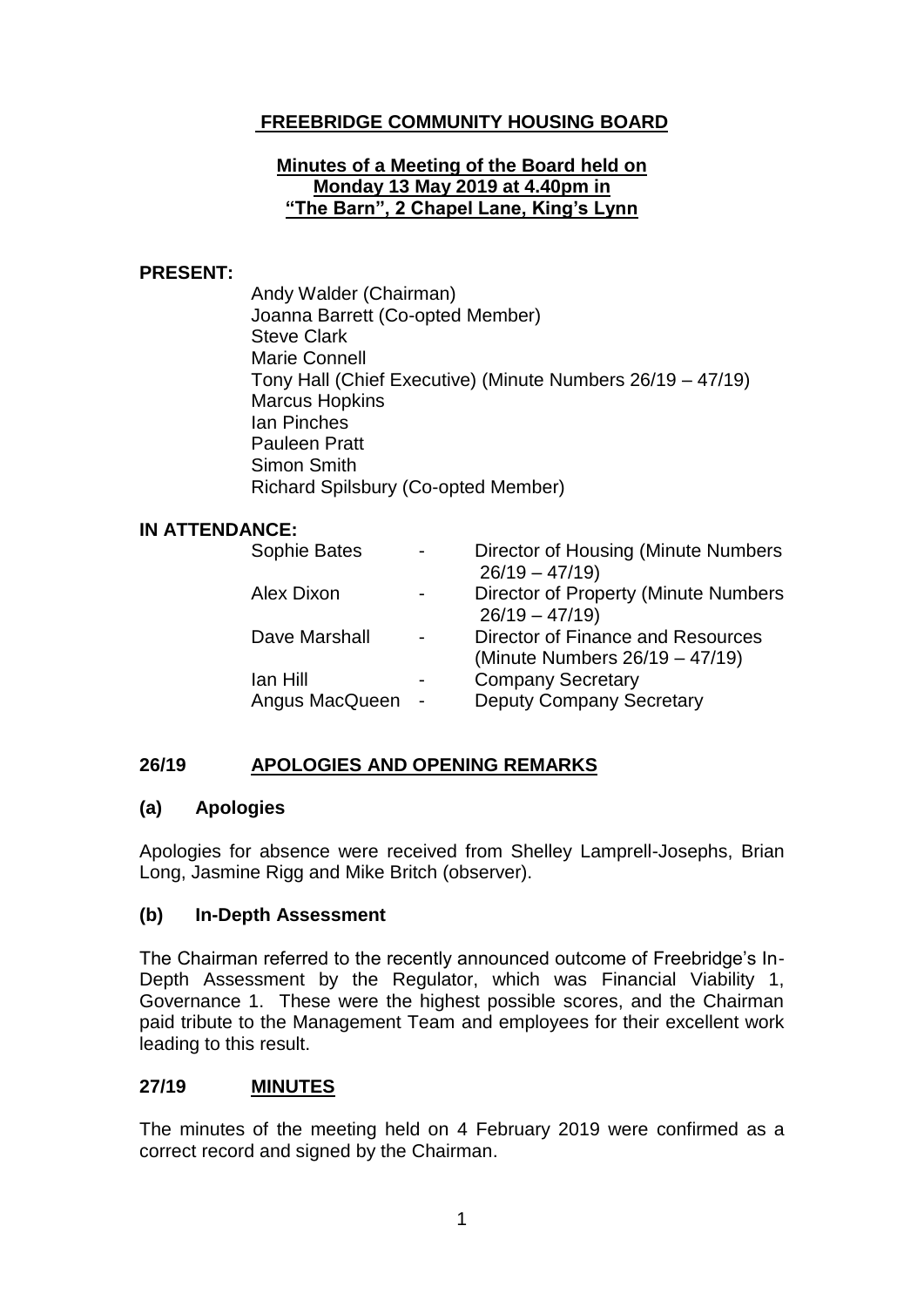# FREEBRIDGE COMMUNITY HOUSING BOARD

## Minutes of a Meeting of the Board held on Monday 13 May 2019 at 4.40pm in "The Barn", 2 Chapel Lane, King's Lynn

**PRESENT:**

Andy Walder (Chairman)
Joanna Barrett (Co-opted Member)
Steve Clark
Marie Connell
Tony Hall (Chief Executive) (Minute Numbers 26/19 – 47/19)
Marcus Hopkins
Ian Pinches
Pauleen Pratt
Simon Smith
Richard Spilsbury (Co-opted Member)

**IN ATTENDANCE:**

| | | |
|---|---|---|
| Sophie Bates | - | Director of Housing (Minute Numbers 26/19 – 47/19) |
| Alex Dixon | - | Director of Property (Minute Numbers 26/19 – 47/19) |
| Dave Marshall | - | Director of Finance and Resources (Minute Numbers 26/19 – 47/19) |
| Ian Hill | - | Company Secretary |
| Angus MacQueen | - | Deputy Company Secretary |

## 26/19 APOLOGIES AND OPENING REMARKS

### (a) Apologies

Apologies for absence were received from Shelley Lamprell-Josephs, Brian Long, Jasmine Rigg and Mike Britch (observer).

### (b) In-Depth Assessment

The Chairman referred to the recently announced outcome of Freebridge's In-Depth Assessment by the Regulator, which was Financial Viability 1, Governance 1. These were the highest possible scores, and the Chairman paid tribute to the Management Team and employees for their excellent work leading to this result.

## 27/19 MINUTES

The minutes of the meeting held on 4 February 2019 were confirmed as a correct record and signed by the Chairman.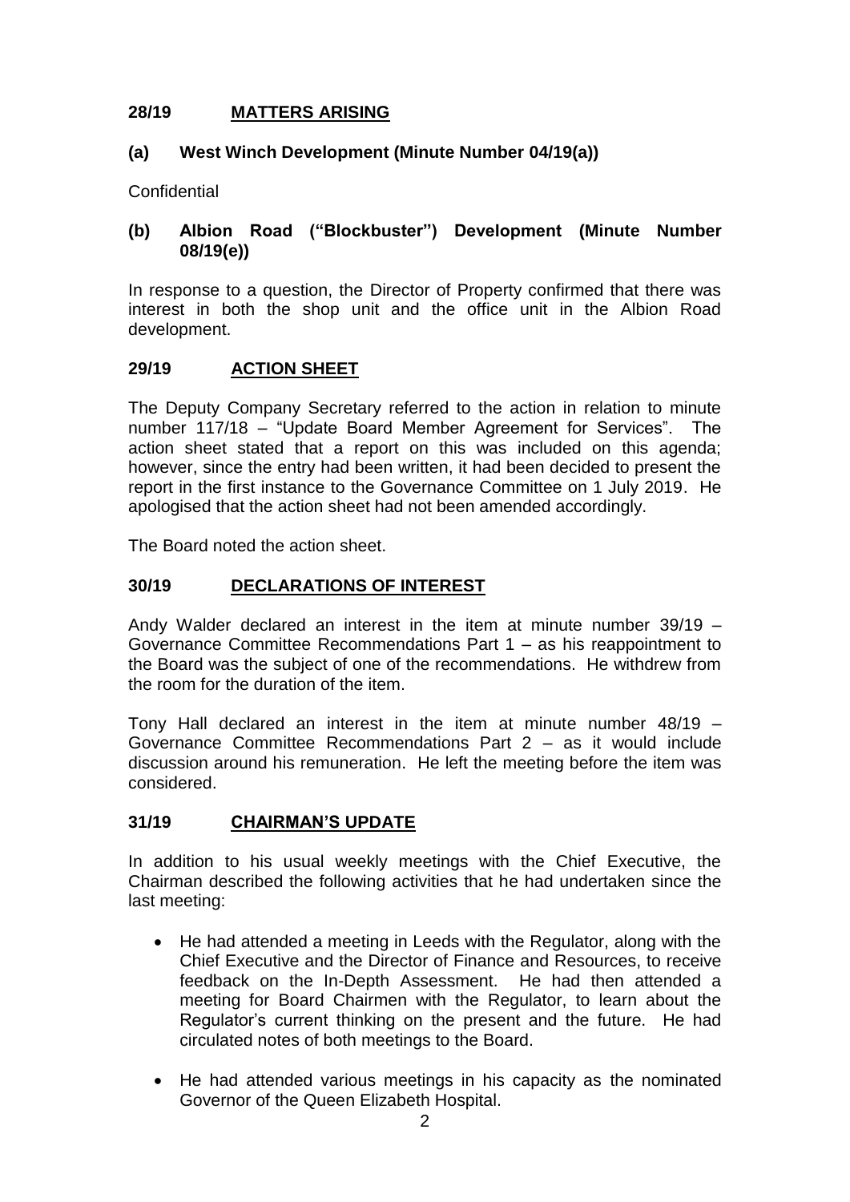## 28/19 MATTERS ARISING

### (a) West Winch Development (Minute Number 04/19(a))

Confidential

### (b) Albion Road ("Blockbuster") Development (Minute Number 08/19(e))

In response to a question, the Director of Property confirmed that there was interest in both the shop unit and the office unit in the Albion Road development.

## 29/19 ACTION SHEET

The Deputy Company Secretary referred to the action in relation to minute number 117/18 – "Update Board Member Agreement for Services". The action sheet stated that a report on this was included on this agenda; however, since the entry had been written, it had been decided to present the report in the first instance to the Governance Committee on 1 July 2019. He apologised that the action sheet had not been amended accordingly.

The Board noted the action sheet.

## 30/19 DECLARATIONS OF INTEREST

Andy Walder declared an interest in the item at minute number 39/19 – Governance Committee Recommendations Part 1 – as his reappointment to the Board was the subject of one of the recommendations. He withdrew from the room for the duration of the item.

Tony Hall declared an interest in the item at minute number 48/19 – Governance Committee Recommendations Part 2 – as it would include discussion around his remuneration. He left the meeting before the item was considered.

## 31/19 CHAIRMAN'S UPDATE

In addition to his usual weekly meetings with the Chief Executive, the Chairman described the following activities that he had undertaken since the last meeting:

- He had attended a meeting in Leeds with the Regulator, along with the Chief Executive and the Director of Finance and Resources, to receive feedback on the In-Depth Assessment. He had then attended a meeting for Board Chairmen with the Regulator, to learn about the Regulator's current thinking on the present and the future. He had circulated notes of both meetings to the Board.
- He had attended various meetings in his capacity as the nominated Governor of the Queen Elizabeth Hospital.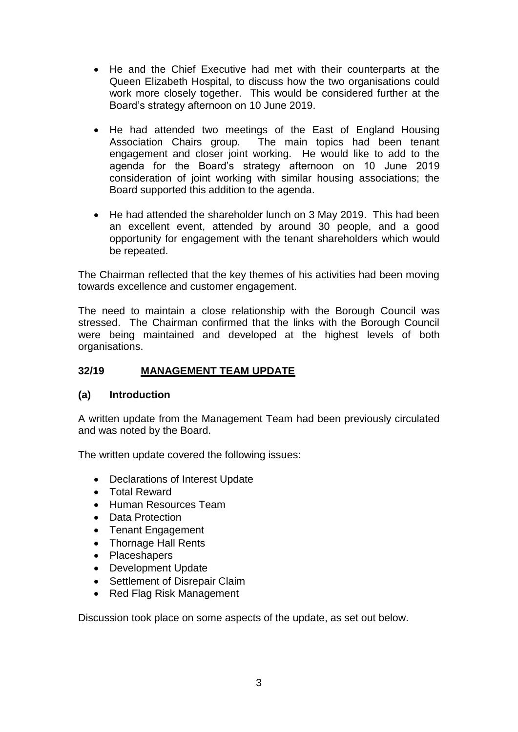- He and the Chief Executive had met with their counterparts at the Queen Elizabeth Hospital, to discuss how the two organisations could work more closely together. This would be considered further at the Board's strategy afternoon on 10 June 2019.

- He had attended two meetings of the East of England Housing Association Chairs group. The main topics had been tenant engagement and closer joint working. He would like to add to the agenda for the Board's strategy afternoon on 10 June 2019 consideration of joint working with similar housing associations; the Board supported this addition to the agenda.

- He had attended the shareholder lunch on 3 May 2019. This had been an excellent event, attended by around 30 people, and a good opportunity for engagement with the tenant shareholders which would be repeated.

The Chairman reflected that the key themes of his activities had been moving towards excellence and customer engagement.

The need to maintain a close relationship with the Borough Council was stressed. The Chairman confirmed that the links with the Borough Council were being maintained and developed at the highest levels of both organisations.

## 32/19 MANAGEMENT TEAM UPDATE

### (a) Introduction

A written update from the Management Team had been previously circulated and was noted by the Board.

The written update covered the following issues:

- Declarations of Interest Update
- Total Reward
- Human Resources Team
- Data Protection
- Tenant Engagement
- Thornage Hall Rents
- Placeshapers
- Development Update
- Settlement of Disrepair Claim
- Red Flag Risk Management

Discussion took place on some aspects of the update, as set out below.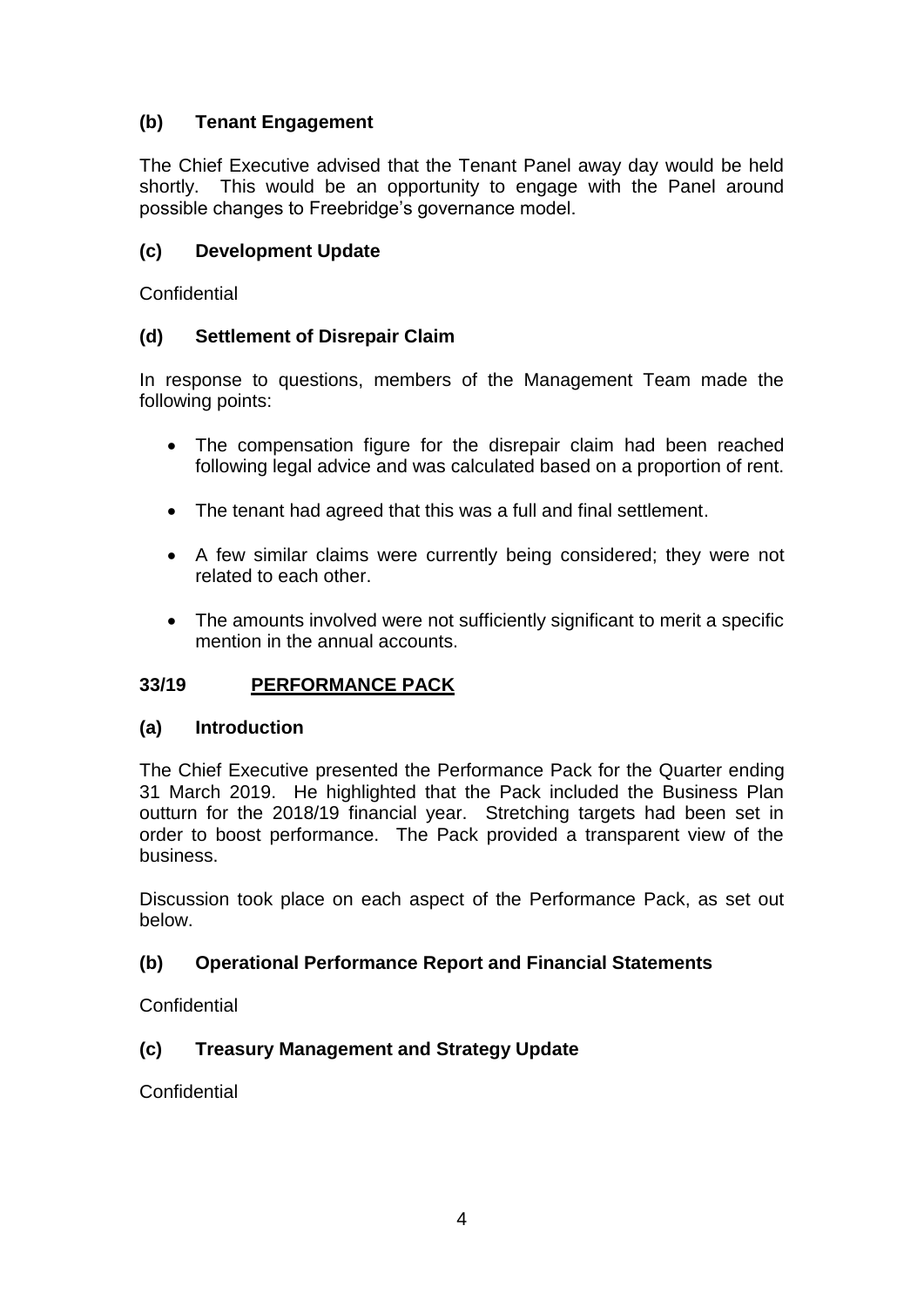### (b) Tenant Engagement

The Chief Executive advised that the Tenant Panel away day would be held shortly. This would be an opportunity to engage with the Panel around possible changes to Freebridge's governance model.

### (c) Development Update

Confidential

### (d) Settlement of Disrepair Claim

In response to questions, members of the Management Team made the following points:

- The compensation figure for the disrepair claim had been reached following legal advice and was calculated based on a proportion of rent.
- The tenant had agreed that this was a full and final settlement.
- A few similar claims were currently being considered; they were not related to each other.
- The amounts involved were not sufficiently significant to merit a specific mention in the annual accounts.

## 33/19 PERFORMANCE PACK

### (a) Introduction

The Chief Executive presented the Performance Pack for the Quarter ending 31 March 2019. He highlighted that the Pack included the Business Plan outturn for the 2018/19 financial year. Stretching targets had been set in order to boost performance. The Pack provided a transparent view of the business.

Discussion took place on each aspect of the Performance Pack, as set out below.

### (b) Operational Performance Report and Financial Statements

Confidential

### (c) Treasury Management and Strategy Update

Confidential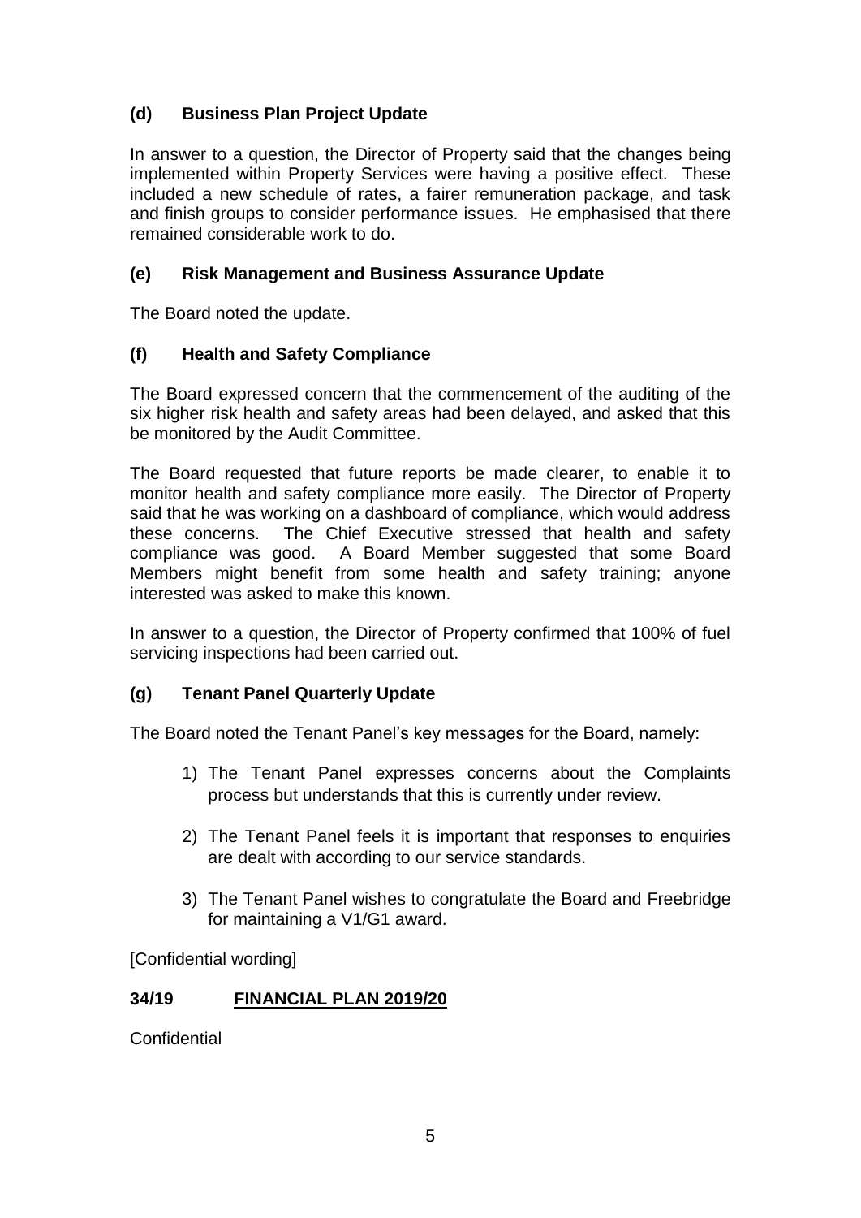### (d) Business Plan Project Update

In answer to a question, the Director of Property said that the changes being implemented within Property Services were having a positive effect. These included a new schedule of rates, a fairer remuneration package, and task and finish groups to consider performance issues. He emphasised that there remained considerable work to do.

### (e) Risk Management and Business Assurance Update

The Board noted the update.

### (f) Health and Safety Compliance

The Board expressed concern that the commencement of the auditing of the six higher risk health and safety areas had been delayed, and asked that this be monitored by the Audit Committee.

The Board requested that future reports be made clearer, to enable it to monitor health and safety compliance more easily. The Director of Property said that he was working on a dashboard of compliance, which would address these concerns. The Chief Executive stressed that health and safety compliance was good. A Board Member suggested that some Board Members might benefit from some health and safety training; anyone interested was asked to make this known.

In answer to a question, the Director of Property confirmed that 100% of fuel servicing inspections had been carried out.

### (g) Tenant Panel Quarterly Update

The Board noted the Tenant Panel's key messages for the Board, namely:

1) The Tenant Panel expresses concerns about the Complaints process but understands that this is currently under review.
2) The Tenant Panel feels it is important that responses to enquiries are dealt with according to our service standards.
3) The Tenant Panel wishes to congratulate the Board and Freebridge for maintaining a V1/G1 award.

[Confidential wording]

## 34/19 FINANCIAL PLAN 2019/20

Confidential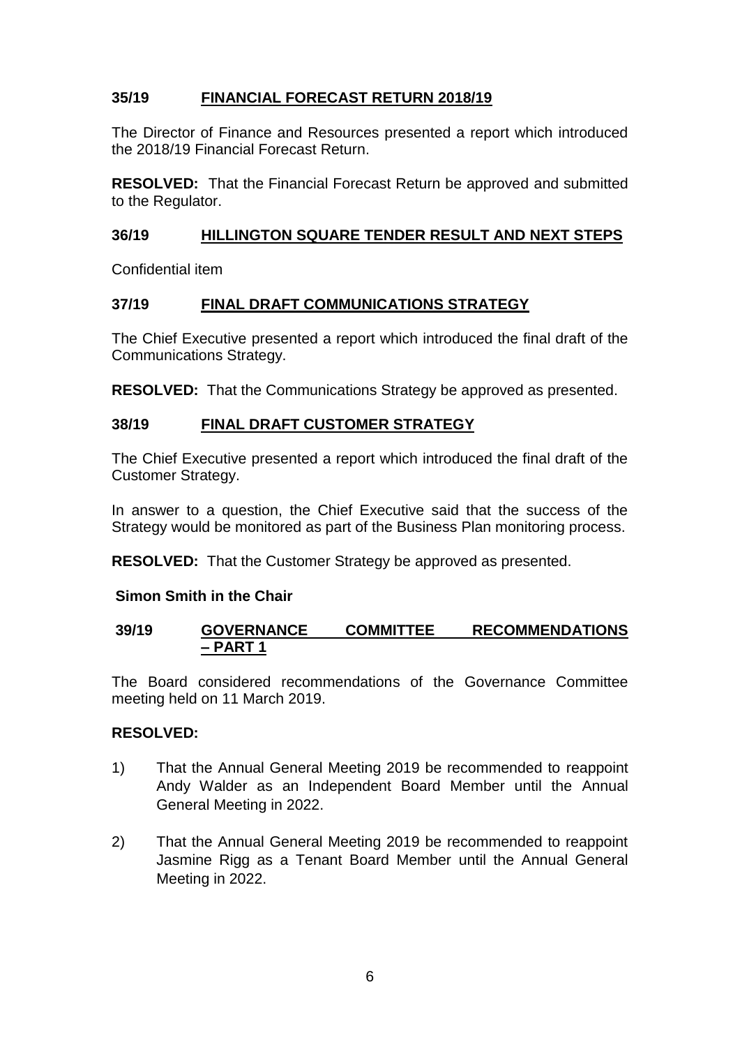## 35/19 FINANCIAL FORECAST RETURN 2018/19

The Director of Finance and Resources presented a report which introduced the 2018/19 Financial Forecast Return.

**RESOLVED:** That the Financial Forecast Return be approved and submitted to the Regulator.

## 36/19 HILLINGTON SQUARE TENDER RESULT AND NEXT STEPS

Confidential item

## 37/19 FINAL DRAFT COMMUNICATIONS STRATEGY

The Chief Executive presented a report which introduced the final draft of the Communications Strategy.

**RESOLVED:** That the Communications Strategy be approved as presented.

## 38/19 FINAL DRAFT CUSTOMER STRATEGY

The Chief Executive presented a report which introduced the final draft of the Customer Strategy.

In answer to a question, the Chief Executive said that the success of the Strategy would be monitored as part of the Business Plan monitoring process.

**RESOLVED:** That the Customer Strategy be approved as presented.

**Simon Smith in the Chair**

## 39/19 GOVERNANCE COMMITTEE RECOMMENDATIONS – PART 1

The Board considered recommendations of the Governance Committee meeting held on 11 March 2019.

**RESOLVED:**

1) That the Annual General Meeting 2019 be recommended to reappoint Andy Walder as an Independent Board Member until the Annual General Meeting in 2022.

2) That the Annual General Meeting 2019 be recommended to reappoint Jasmine Rigg as a Tenant Board Member until the Annual General Meeting in 2022.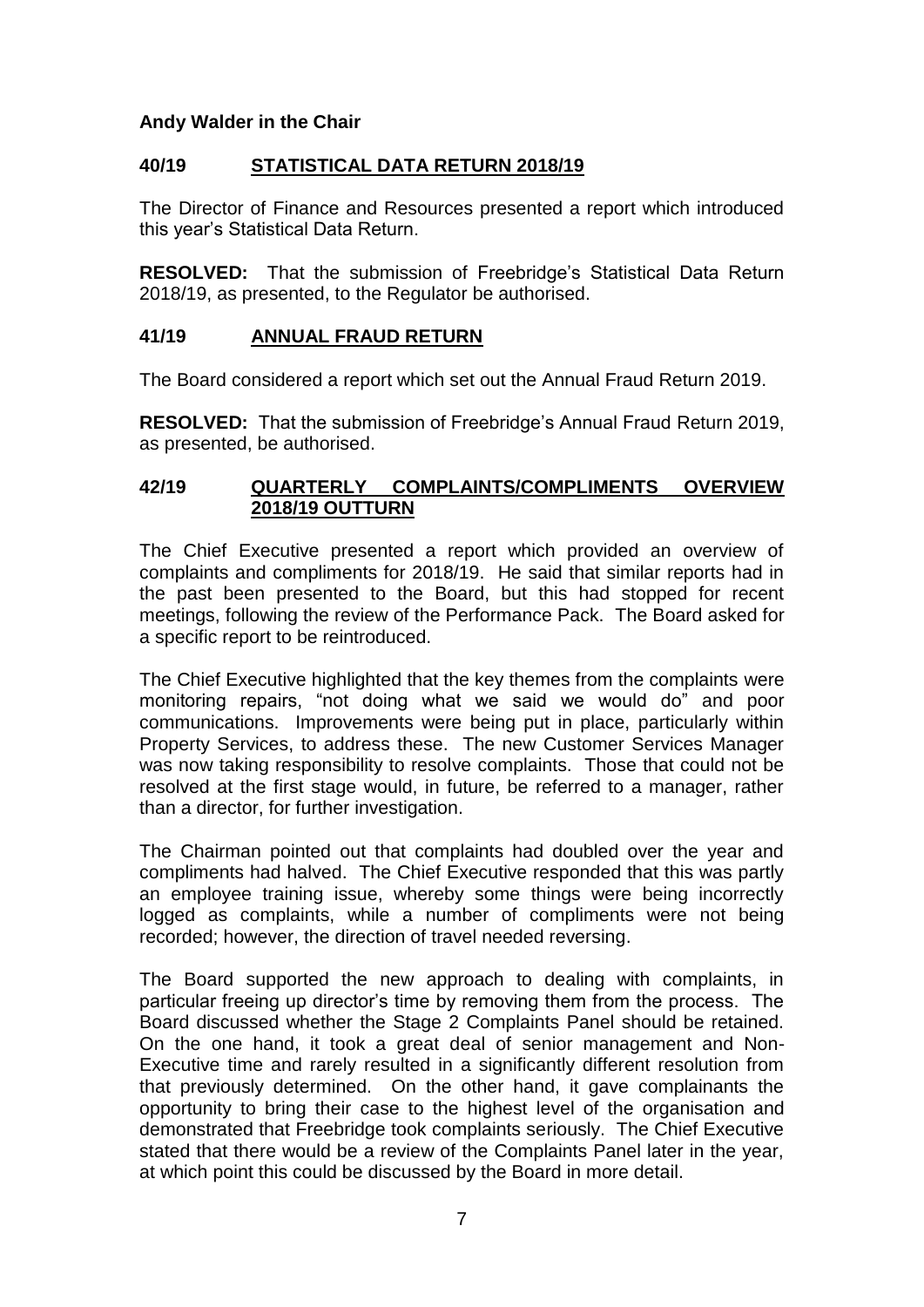**Andy Walder in the Chair**

## 40/19 STATISTICAL DATA RETURN 2018/19

The Director of Finance and Resources presented a report which introduced this year's Statistical Data Return.

**RESOLVED:** That the submission of Freebridge's Statistical Data Return 2018/19, as presented, to the Regulator be authorised.

## 41/19 ANNUAL FRAUD RETURN

The Board considered a report which set out the Annual Fraud Return 2019.

**RESOLVED:** That the submission of Freebridge's Annual Fraud Return 2019, as presented, be authorised.

## 42/19 QUARTERLY COMPLAINTS/COMPLIMENTS OVERVIEW 2018/19 OUTTURN

The Chief Executive presented a report which provided an overview of complaints and compliments for 2018/19. He said that similar reports had in the past been presented to the Board, but this had stopped for recent meetings, following the review of the Performance Pack. The Board asked for a specific report to be reintroduced.

The Chief Executive highlighted that the key themes from the complaints were monitoring repairs, "not doing what we said we would do" and poor communications. Improvements were being put in place, particularly within Property Services, to address these. The new Customer Services Manager was now taking responsibility to resolve complaints. Those that could not be resolved at the first stage would, in future, be referred to a manager, rather than a director, for further investigation.

The Chairman pointed out that complaints had doubled over the year and compliments had halved. The Chief Executive responded that this was partly an employee training issue, whereby some things were being incorrectly logged as complaints, while a number of compliments were not being recorded; however, the direction of travel needed reversing.

The Board supported the new approach to dealing with complaints, in particular freeing up director's time by removing them from the process. The Board discussed whether the Stage 2 Complaints Panel should be retained. On the one hand, it took a great deal of senior management and Non-Executive time and rarely resulted in a significantly different resolution from that previously determined. On the other hand, it gave complainants the opportunity to bring their case to the highest level of the organisation and demonstrated that Freebridge took complaints seriously. The Chief Executive stated that there would be a review of the Complaints Panel later in the year, at which point this could be discussed by the Board in more detail.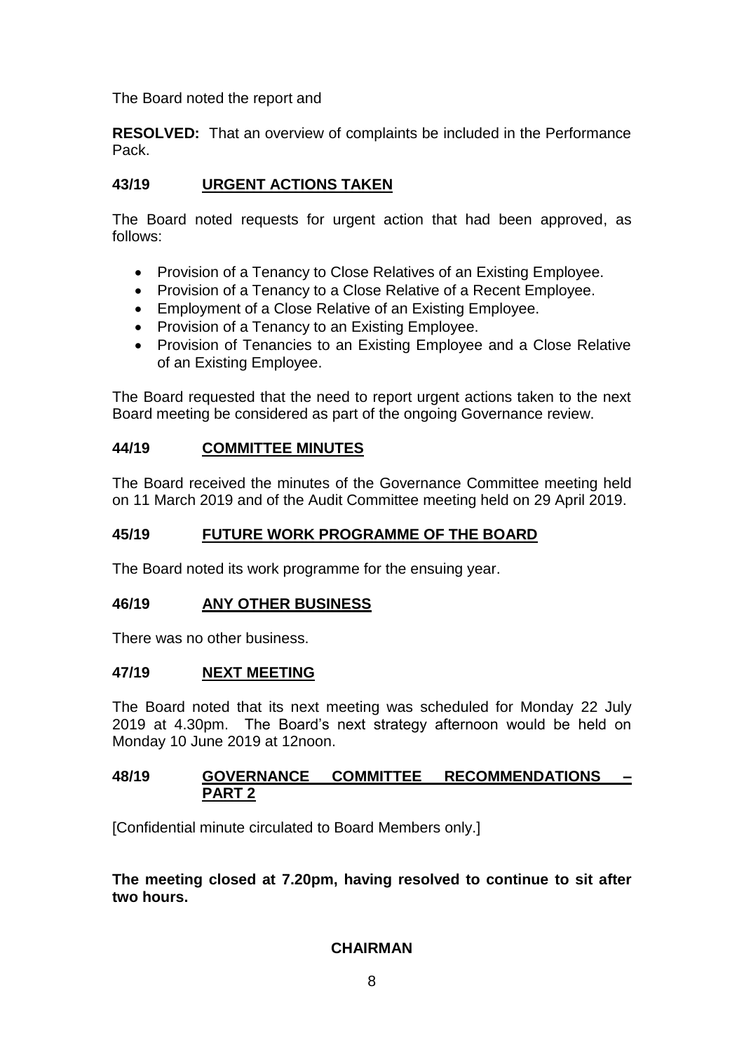The Board noted the report and

**RESOLVED:** That an overview of complaints be included in the Performance Pack.

### **43/19 URGENT ACTIONS TAKEN**

The Board noted requests for urgent action that had been approved, as follows:

- Provision of a Tenancy to Close Relatives of an Existing Employee.
- Provision of a Tenancy to a Close Relative of a Recent Employee.
- Employment of a Close Relative of an Existing Employee.
- Provision of a Tenancy to an Existing Employee.
- Provision of Tenancies to an Existing Employee and a Close Relative of an Existing Employee.

The Board requested that the need to report urgent actions taken to the next Board meeting be considered as part of the ongoing Governance review.

### **44/19 COMMITTEE MINUTES**

The Board received the minutes of the Governance Committee meeting held on 11 March 2019 and of the Audit Committee meeting held on 29 April 2019.

### **45/19 FUTURE WORK PROGRAMME OF THE BOARD**

The Board noted its work programme for the ensuing year.

### **46/19 ANY OTHER BUSINESS**

There was no other business.

### **47/19 NEXT MEETING**

The Board noted that its next meeting was scheduled for Monday 22 July 2019 at 4.30pm. The Board's next strategy afternoon would be held on Monday 10 June 2019 at 12noon.

### **48/19 GOVERNANCE COMMITTEE RECOMMENDATIONS – PART 2**

[Confidential minute circulated to Board Members only.]

**The meeting closed at 7.20pm, having resolved to continue to sit after two hours.**

**CHAIRMAN**